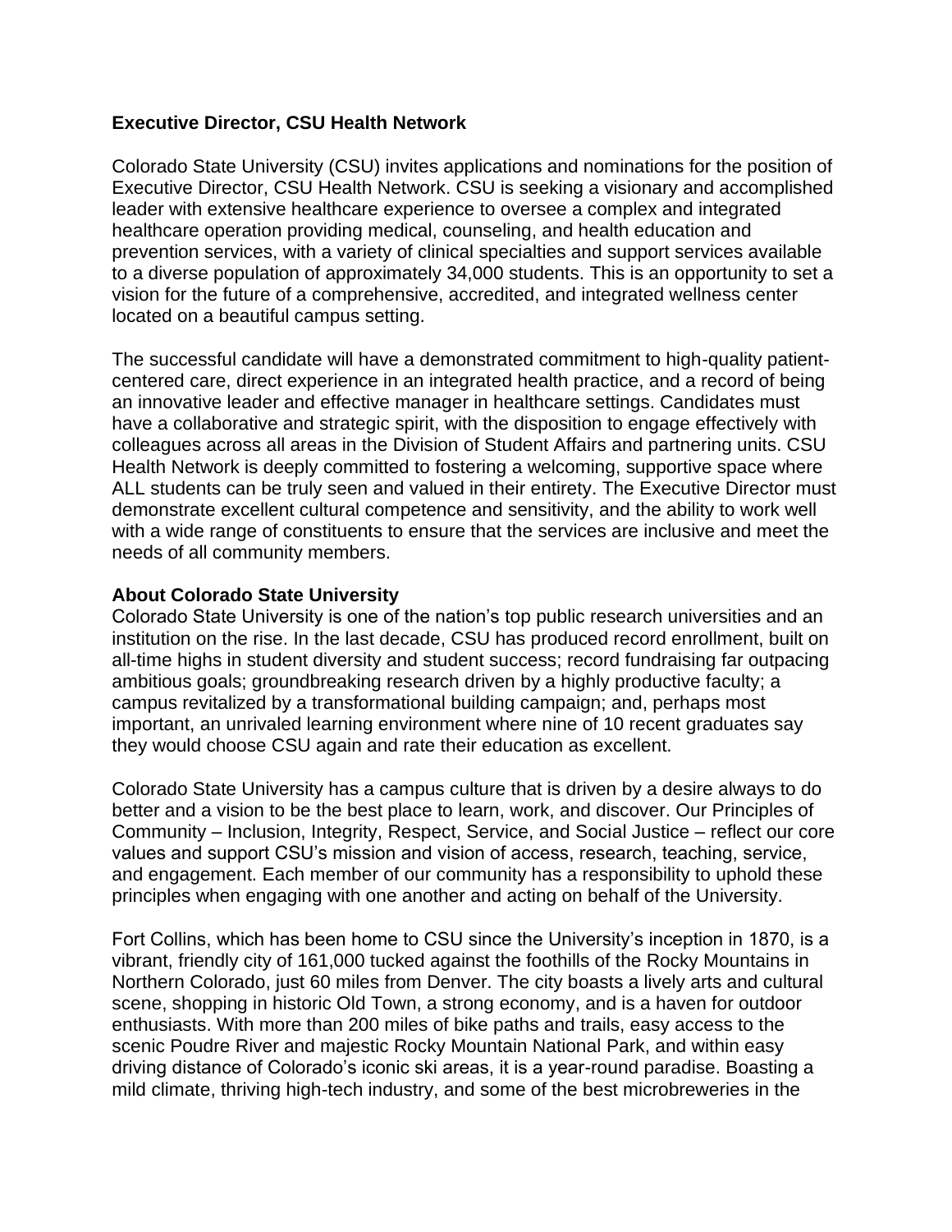**Executive Director, CSU Health Network**

Colorado State University (CSU) invites applications and nominations for the position of Executive Director, CSU Health Network. CSU is seeking a visionary and accomplished leader with extensive healthcare experience to oversee a complex and integrated healthcare operation providing medical, counseling, and health education and prevention services, with a variety of clinical specialties and support services available to a diverse population of approximately 34,000 students. This is an opportunity to set a vision for the future of a comprehensive, accredited, and integrated wellness center located on a beautiful campus setting.

The successful candidate will have a demonstrated commitment to high-quality patient-centered care, direct experience in an integrated health practice, and a record of being an innovative leader and effective manager in healthcare settings. Candidates must have a collaborative and strategic spirit, with the disposition to engage effectively with colleagues across all areas in the Division of Student Affairs and partnering units. CSU Health Network is deeply committed to fostering a welcoming, supportive space where ALL students can be truly seen and valued in their entirety. The Executive Director must demonstrate excellent cultural competence and sensitivity, and the ability to work well with a wide range of constituents to ensure that the services are inclusive and meet the needs of all community members.

**About Colorado State University**

Colorado State University is one of the nation's top public research universities and an institution on the rise. In the last decade, CSU has produced record enrollment, built on all-time highs in student diversity and student success; record fundraising far outpacing ambitious goals; groundbreaking research driven by a highly productive faculty; a campus revitalized by a transformational building campaign; and, perhaps most important, an unrivaled learning environment where nine of 10 recent graduates say they would choose CSU again and rate their education as excellent.

Colorado State University has a campus culture that is driven by a desire always to do better and a vision to be the best place to learn, work, and discover. Our Principles of Community – Inclusion, Integrity, Respect, Service, and Social Justice – reflect our core values and support CSU's mission and vision of access, research, teaching, service, and engagement. Each member of our community has a responsibility to uphold these principles when engaging with one another and acting on behalf of the University.

Fort Collins, which has been home to CSU since the University's inception in 1870, is a vibrant, friendly city of 161,000 tucked against the foothills of the Rocky Mountains in Northern Colorado, just 60 miles from Denver. The city boasts a lively arts and cultural scene, shopping in historic Old Town, a strong economy, and is a haven for outdoor enthusiasts. With more than 200 miles of bike paths and trails, easy access to the scenic Poudre River and majestic Rocky Mountain National Park, and within easy driving distance of Colorado's iconic ski areas, it is a year-round paradise. Boasting a mild climate, thriving high-tech industry, and some of the best microbreweries in the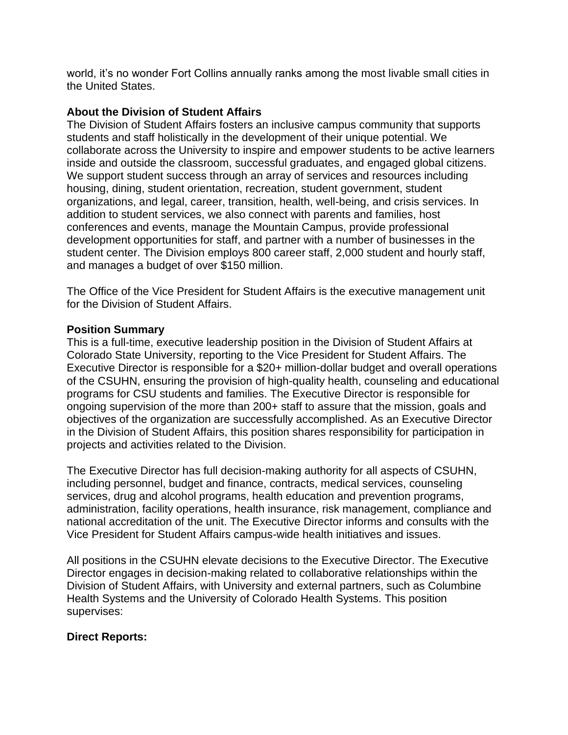world, it's no wonder Fort Collins annually ranks among the most livable small cities in the United States.

**About the Division of Student Affairs**
The Division of Student Affairs fosters an inclusive campus community that supports students and staff holistically in the development of their unique potential. We collaborate across the University to inspire and empower students to be active learners inside and outside the classroom, successful graduates, and engaged global citizens. We support student success through an array of services and resources including housing, dining, student orientation, recreation, student government, student organizations, and legal, career, transition, health, well-being, and crisis services. In addition to student services, we also connect with parents and families, host conferences and events, manage the Mountain Campus, provide professional development opportunities for staff, and partner with a number of businesses in the student center. The Division employs 800 career staff, 2,000 student and hourly staff, and manages a budget of over $150 million.

The Office of the Vice President for Student Affairs is the executive management unit for the Division of Student Affairs.

**Position Summary**
This is a full-time, executive leadership position in the Division of Student Affairs at Colorado State University, reporting to the Vice President for Student Affairs. The Executive Director is responsible for a $20+ million-dollar budget and overall operations of the CSUHN, ensuring the provision of high-quality health, counseling and educational programs for CSU students and families. The Executive Director is responsible for ongoing supervision of the more than 200+ staff to assure that the mission, goals and objectives of the organization are successfully accomplished. As an Executive Director in the Division of Student Affairs, this position shares responsibility for participation in projects and activities related to the Division.

The Executive Director has full decision-making authority for all aspects of CSUHN, including personnel, budget and finance, contracts, medical services, counseling services, drug and alcohol programs, health education and prevention programs, administration, facility operations, health insurance, risk management, compliance and national accreditation of the unit. The Executive Director informs and consults with the Vice President for Student Affairs campus-wide health initiatives and issues.

All positions in the CSUHN elevate decisions to the Executive Director. The Executive Director engages in decision-making related to collaborative relationships within the Division of Student Affairs, with University and external partners, such as Columbine Health Systems and the University of Colorado Health Systems. This position supervises:

**Direct Reports:**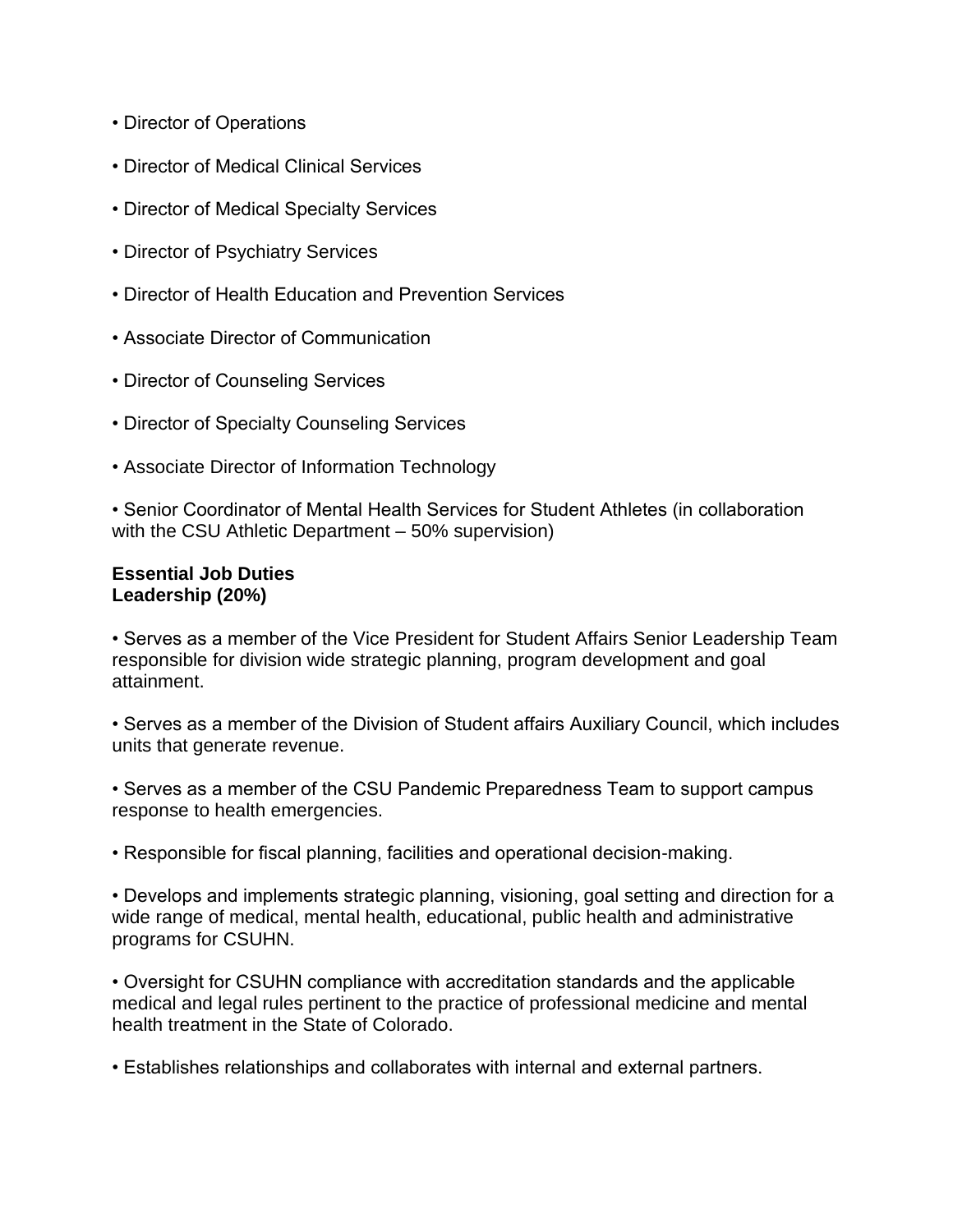- Director of Operations
- Director of Medical Clinical Services
- Director of Medical Specialty Services
- Director of Psychiatry Services
- Director of Health Education and Prevention Services
- Associate Director of Communication
- Director of Counseling Services
- Director of Specialty Counseling Services
- Associate Director of Information Technology
- Senior Coordinator of Mental Health Services for Student Athletes (in collaboration with the CSU Athletic Department – 50% supervision)

**Essential Job Duties**
**Leadership (20%)**

- Serves as a member of the Vice President for Student Affairs Senior Leadership Team responsible for division wide strategic planning, program development and goal attainment.
- Serves as a member of the Division of Student affairs Auxiliary Council, which includes units that generate revenue.
- Serves as a member of the CSU Pandemic Preparedness Team to support campus response to health emergencies.
- Responsible for fiscal planning, facilities and operational decision-making.
- Develops and implements strategic planning, visioning, goal setting and direction for a wide range of medical, mental health, educational, public health and administrative programs for CSUHN.
- Oversight for CSUHN compliance with accreditation standards and the applicable medical and legal rules pertinent to the practice of professional medicine and mental health treatment in the State of Colorado.
- Establishes relationships and collaborates with internal and external partners.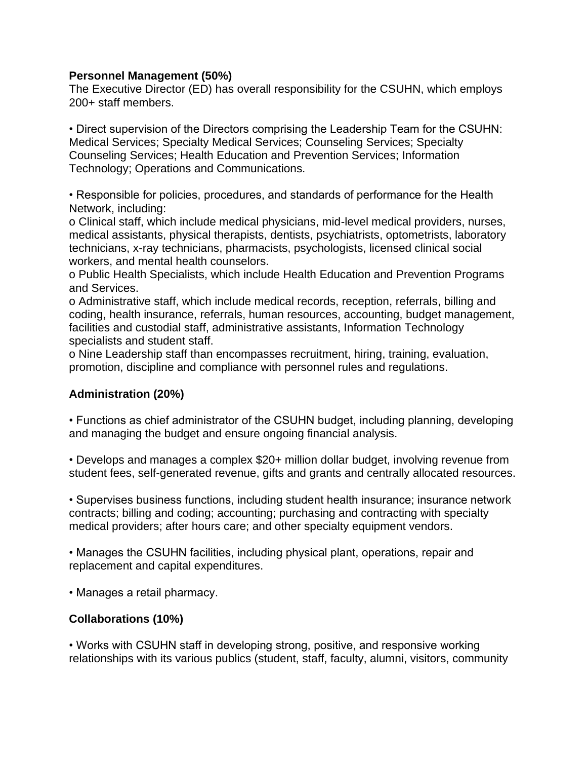**Personnel Management (50%)**
The Executive Director (ED) has overall responsibility for the CSUHN, which employs 200+ staff members.

- Direct supervision of the Directors comprising the Leadership Team for the CSUHN: Medical Services; Specialty Medical Services; Counseling Services; Specialty Counseling Services; Health Education and Prevention Services; Information Technology; Operations and Communications.

- Responsible for policies, procedures, and standards of performance for the Health Network, including:
  - Clinical staff, which include medical physicians, mid-level medical providers, nurses, medical assistants, physical therapists, dentists, psychiatrists, optometrists, laboratory technicians, x-ray technicians, pharmacists, psychologists, licensed clinical social workers, and mental health counselors.
  - Public Health Specialists, which include Health Education and Prevention Programs and Services.
  - Administrative staff, which include medical records, reception, referrals, billing and coding, health insurance, referrals, human resources, accounting, budget management, facilities and custodial staff, administrative assistants, Information Technology specialists and student staff.
  - Nine Leadership staff than encompasses recruitment, hiring, training, evaluation, promotion, discipline and compliance with personnel rules and regulations.

**Administration (20%)**

- Functions as chief administrator of the CSUHN budget, including planning, developing and managing the budget and ensure ongoing financial analysis.

- Develops and manages a complex $20+ million dollar budget, involving revenue from student fees, self-generated revenue, gifts and grants and centrally allocated resources.

- Supervises business functions, including student health insurance; insurance network contracts; billing and coding; accounting; purchasing and contracting with specialty medical providers; after hours care; and other specialty equipment vendors.

- Manages the CSUHN facilities, including physical plant, operations, repair and replacement and capital expenditures.

- Manages a retail pharmacy.

**Collaborations (10%)**

- Works with CSUHN staff in developing strong, positive, and responsive working relationships with its various publics (student, staff, faculty, alumni, visitors, community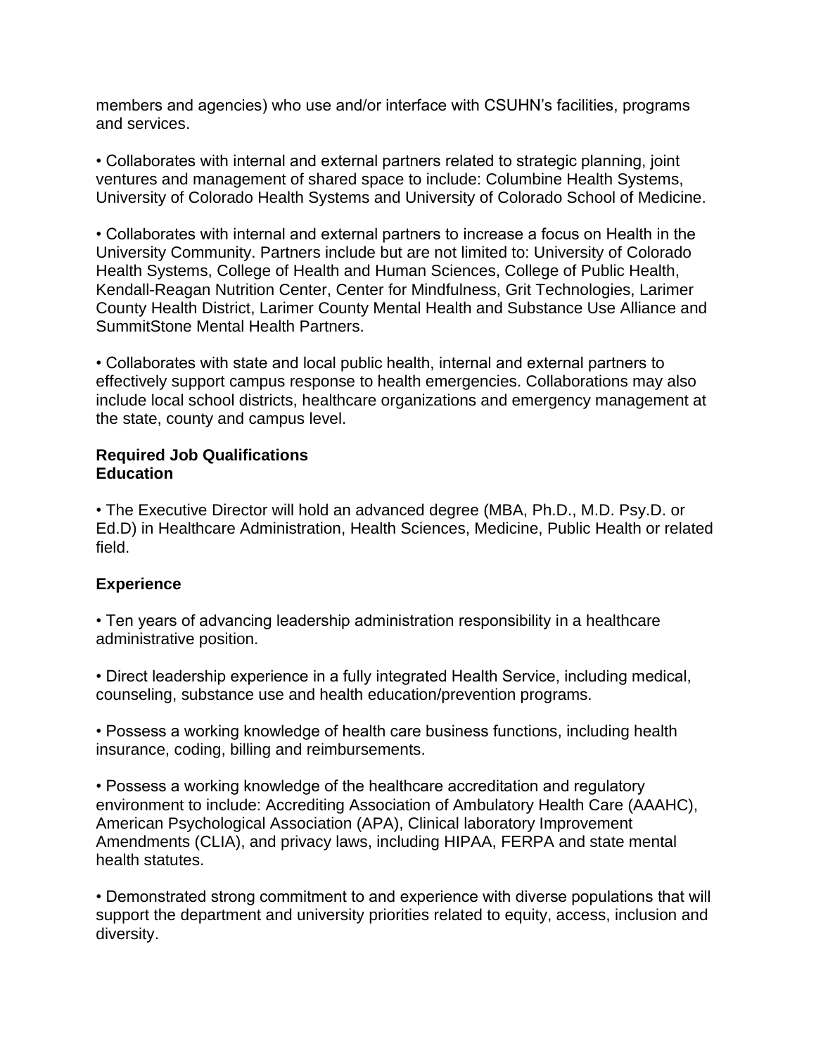members and agencies) who use and/or interface with CSUHN's facilities, programs and services.

• Collaborates with internal and external partners related to strategic planning, joint ventures and management of shared space to include: Columbine Health Systems, University of Colorado Health Systems and University of Colorado School of Medicine.

• Collaborates with internal and external partners to increase a focus on Health in the University Community. Partners include but are not limited to: University of Colorado Health Systems, College of Health and Human Sciences, College of Public Health, Kendall-Reagan Nutrition Center, Center for Mindfulness, Grit Technologies, Larimer County Health District, Larimer County Mental Health and Substance Use Alliance and SummitStone Mental Health Partners.

• Collaborates with state and local public health, internal and external partners to effectively support campus response to health emergencies. Collaborations may also include local school districts, healthcare organizations and emergency management at the state, county and campus level.

**Required Job Qualifications**
**Education**

• The Executive Director will hold an advanced degree (MBA, Ph.D., M.D. Psy.D. or Ed.D) in Healthcare Administration, Health Sciences, Medicine, Public Health or related field.

**Experience**

• Ten years of advancing leadership administration responsibility in a healthcare administrative position.

• Direct leadership experience in a fully integrated Health Service, including medical, counseling, substance use and health education/prevention programs.

• Possess a working knowledge of health care business functions, including health insurance, coding, billing and reimbursements.

• Possess a working knowledge of the healthcare accreditation and regulatory environment to include: Accrediting Association of Ambulatory Health Care (AAAHC), American Psychological Association (APA), Clinical laboratory Improvement Amendments (CLIA), and privacy laws, including HIPAA, FERPA and state mental health statutes.

• Demonstrated strong commitment to and experience with diverse populations that will support the department and university priorities related to equity, access, inclusion and diversity.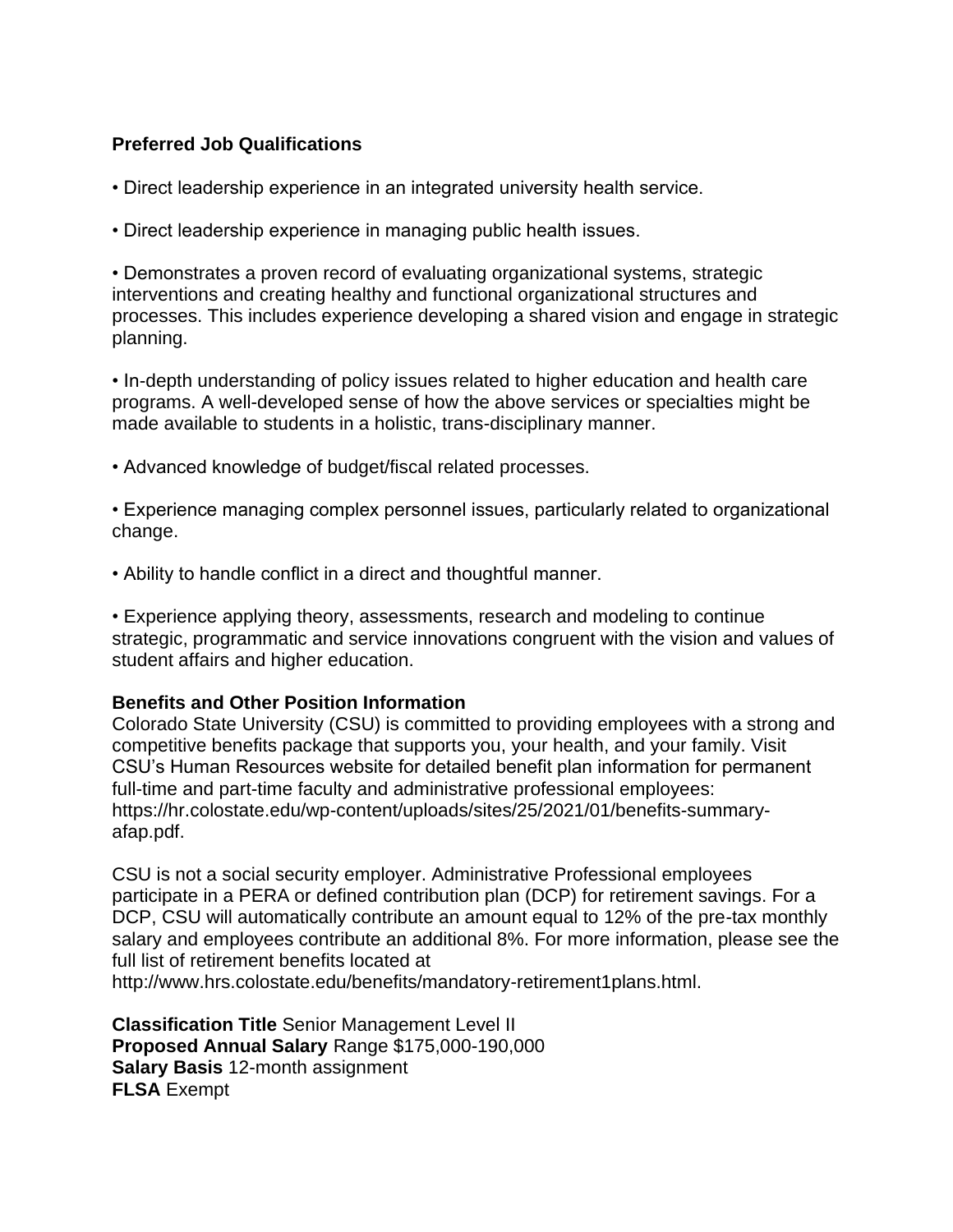**Preferred Job Qualifications**

- Direct leadership experience in an integrated university health service.
- Direct leadership experience in managing public health issues.
- Demonstrates a proven record of evaluating organizational systems, strategic interventions and creating healthy and functional organizational structures and processes. This includes experience developing a shared vision and engage in strategic planning.
- In-depth understanding of policy issues related to higher education and health care programs. A well-developed sense of how the above services or specialties might be made available to students in a holistic, trans-disciplinary manner.
- Advanced knowledge of budget/fiscal related processes.
- Experience managing complex personnel issues, particularly related to organizational change.
- Ability to handle conflict in a direct and thoughtful manner.
- Experience applying theory, assessments, research and modeling to continue strategic, programmatic and service innovations congruent with the vision and values of student affairs and higher education.

**Benefits and Other Position Information**

Colorado State University (CSU) is committed to providing employees with a strong and competitive benefits package that supports you, your health, and your family. Visit CSU's Human Resources website for detailed benefit plan information for permanent full-time and part-time faculty and administrative professional employees: https://hr.colostate.edu/wp-content/uploads/sites/25/2021/01/benefits-summary-afap.pdf.

CSU is not a social security employer. Administrative Professional employees participate in a PERA or defined contribution plan (DCP) for retirement savings. For a DCP, CSU will automatically contribute an amount equal to 12% of the pre-tax monthly salary and employees contribute an additional 8%. For more information, please see the full list of retirement benefits located at http://www.hrs.colostate.edu/benefits/mandatory-retirement1plans.html.

**Classification Title** Senior Management Level II
**Proposed Annual Salary** Range $175,000-190,000
**Salary Basis** 12-month assignment
**FLSA** Exempt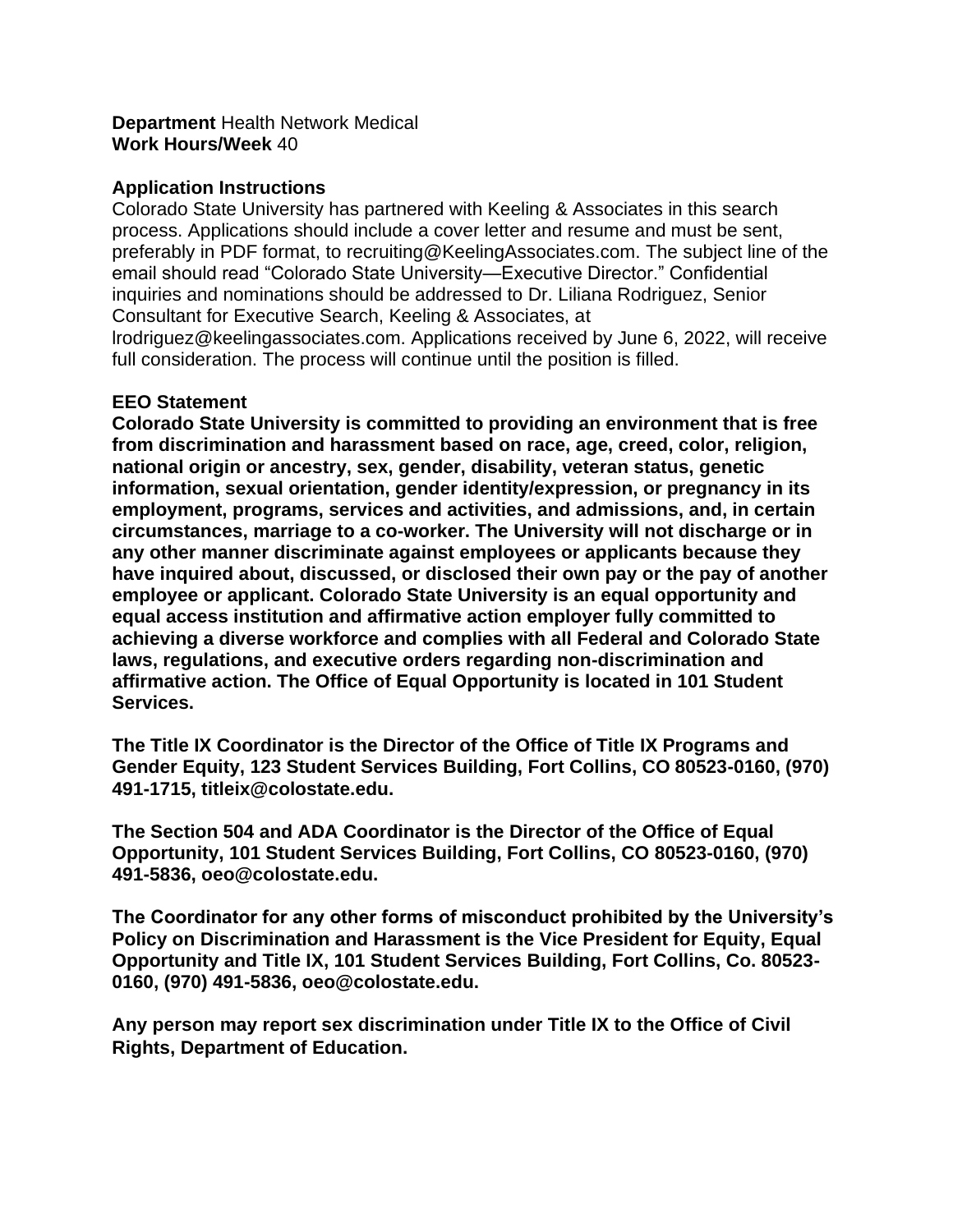**Department** Health Network Medical
**Work Hours/Week** 40

**Application Instructions**
Colorado State University has partnered with Keeling & Associates in this search process. Applications should include a cover letter and resume and must be sent, preferably in PDF format, to recruiting@KeelingAssociates.com. The subject line of the email should read "Colorado State University—Executive Director." Confidential inquiries and nominations should be addressed to Dr. Liliana Rodriguez, Senior Consultant for Executive Search, Keeling & Associates, at lrodriguez@keelingassociates.com. Applications received by June 6, 2022, will receive full consideration. The process will continue until the position is filled.

**EEO Statement**
**Colorado State University is committed to providing an environment that is free from discrimination and harassment based on race, age, creed, color, religion, national origin or ancestry, sex, gender, disability, veteran status, genetic information, sexual orientation, gender identity/expression, or pregnancy in its employment, programs, services and activities, and admissions, and, in certain circumstances, marriage to a co-worker. The University will not discharge or in any other manner discriminate against employees or applicants because they have inquired about, discussed, or disclosed their own pay or the pay of another employee or applicant. Colorado State University is an equal opportunity and equal access institution and affirmative action employer fully committed to achieving a diverse workforce and complies with all Federal and Colorado State laws, regulations, and executive orders regarding non-discrimination and affirmative action. The Office of Equal Opportunity is located in 101 Student Services.**

**The Title IX Coordinator is the Director of the Office of Title IX Programs and Gender Equity, 123 Student Services Building, Fort Collins, CO 80523-0160, (970) 491-1715, titleix@colostate.edu.**

**The Section 504 and ADA Coordinator is the Director of the Office of Equal Opportunity, 101 Student Services Building, Fort Collins, CO 80523-0160, (970) 491-5836, oeo@colostate.edu.**

**The Coordinator for any other forms of misconduct prohibited by the University's Policy on Discrimination and Harassment is the Vice President for Equity, Equal Opportunity and Title IX, 101 Student Services Building, Fort Collins, Co. 80523-0160, (970) 491-5836, oeo@colostate.edu.**

**Any person may report sex discrimination under Title IX to the Office of Civil Rights, Department of Education.**